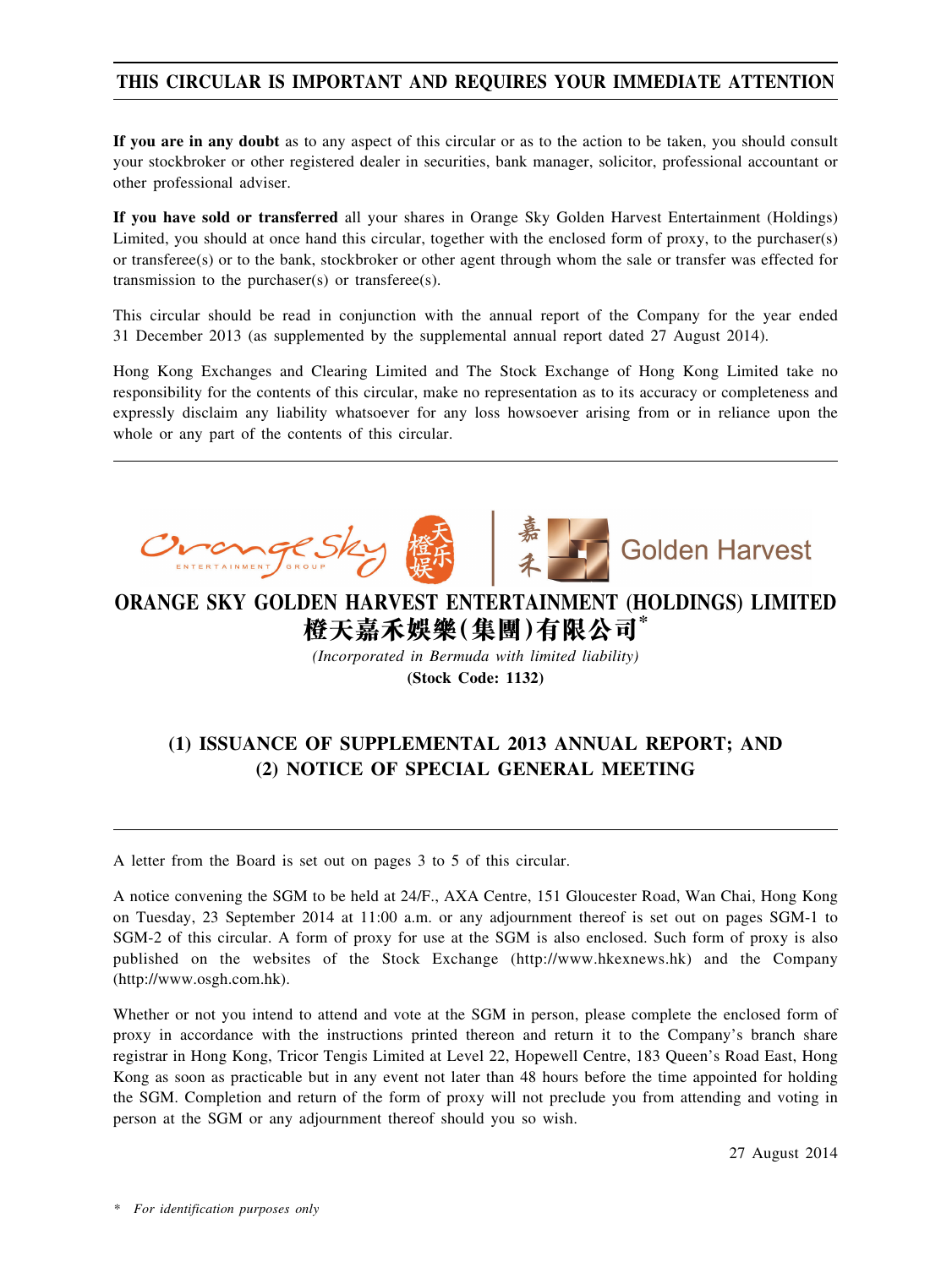## THIS CIRCULAR IS IMPORTANT AND REQUIRES YOUR IMMEDIATE ATTENTION

**If you are in any doubt** as to any aspect of this circular or as to the action to be taken, you should consult your stockbroker or other registered dealer in securities, bank manager, solicitor, professional accountant or other professional adviser.

**If you have sold or transferred** all your shares in Orange Sky Golden Harvest Entertainment (Holdings) Limited, you should at once hand this circular, together with the enclosed form of proxy, to the purchaser(s) or transferee(s) or to the bank, stockbroker or other agent through whom the sale or transfer was effected for transmission to the purchaser(s) or transferee(s).

This circular should be read in conjunction with the annual report of the Company for the year ended 31 December 2013 (as supplemented by the supplemental annual report dated 27 August 2014).

Hong Kong Exchanges and Clearing Limited and The Stock Exchange of Hong Kong Limited take no responsibility for the contents of this circular, make no representation as to its accuracy or completeness and expressly disclaim any liability whatsoever for any loss howsoever arising from or in reliance upon the whole or any part of the contents of this circular.

# ORANGE SKY GOLDEN HARVEST ENTERTAINMENT (HOLDINGS) LIMITED
# 橙天嘉禾娛樂(集團)有限公司*

*(Incorporated in Bermuda with limited liability)*

**(Stock Code: 1132)**

## (1) ISSUANCE OF SUPPLEMENTAL 2013 ANNUAL REPORT; AND (2) NOTICE OF SPECIAL GENERAL MEETING

A letter from the Board is set out on pages 3 to 5 of this circular.

A notice convening the SGM to be held at 24/F., AXA Centre, 151 Gloucester Road, Wan Chai, Hong Kong on Tuesday, 23 September 2014 at 11:00 a.m. or any adjournment thereof is set out on pages SGM-1 to SGM-2 of this circular. A form of proxy for use at the SGM is also enclosed. Such form of proxy is also published on the websites of the Stock Exchange (http://www.hkexnews.hk) and the Company (http://www.osgh.com.hk).

Whether or not you intend to attend and vote at the SGM in person, please complete the enclosed form of proxy in accordance with the instructions printed thereon and return it to the Company's branch share registrar in Hong Kong, Tricor Tengis Limited at Level 22, Hopewell Centre, 183 Queen's Road East, Hong Kong as soon as practicable but in any event not later than 48 hours before the time appointed for holding the SGM. Completion and return of the form of proxy will not preclude you from attending and voting in person at the SGM or any adjournment thereof should you so wish.

27 August 2014

\* *For identification purposes only*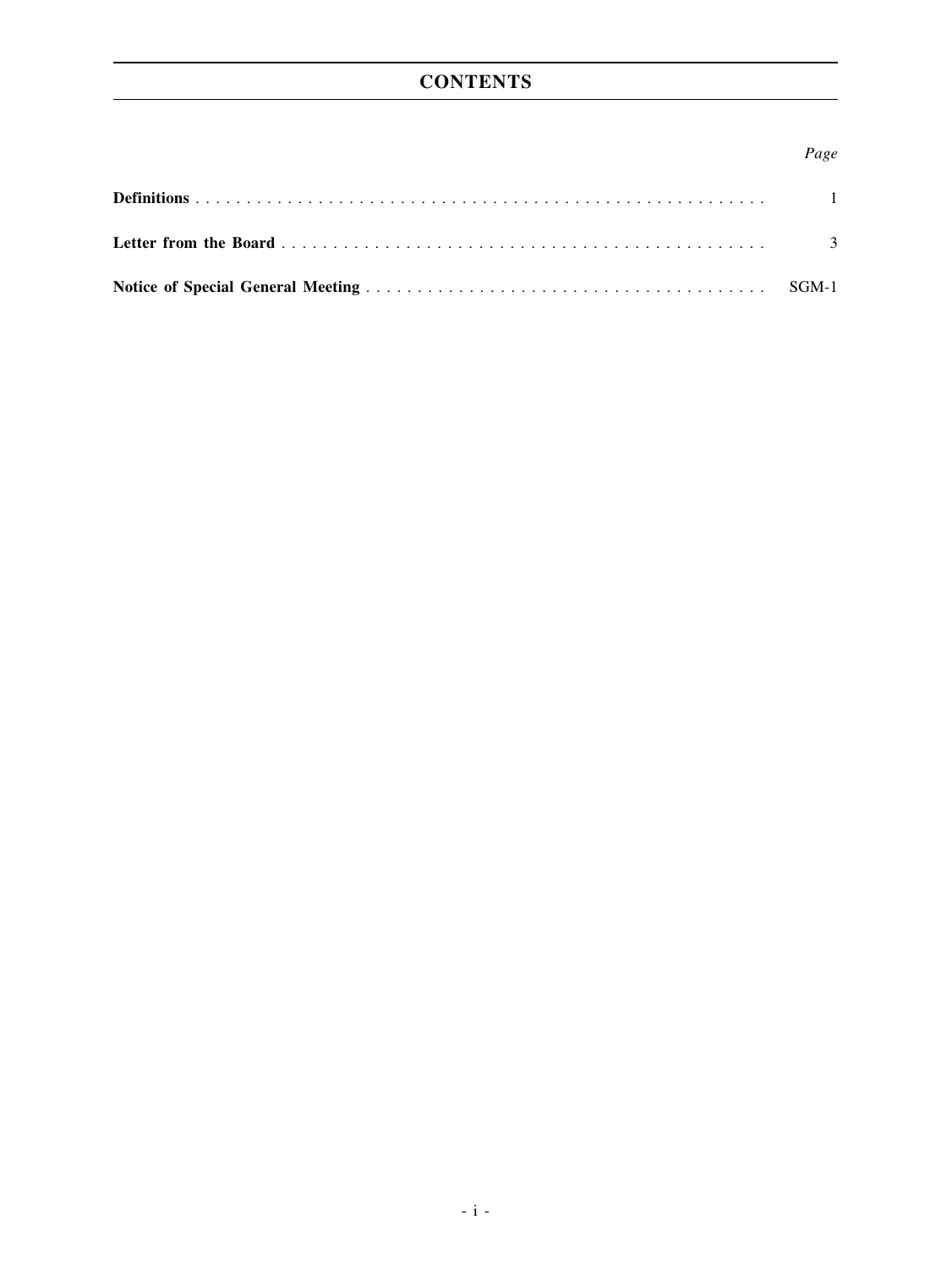# CONTENTS

| | *Page* |
|---|---|
| **Definitions** | 1 |
| **Letter from the Board** | 3 |
| **Notice of Special General Meeting** | SGM-1 |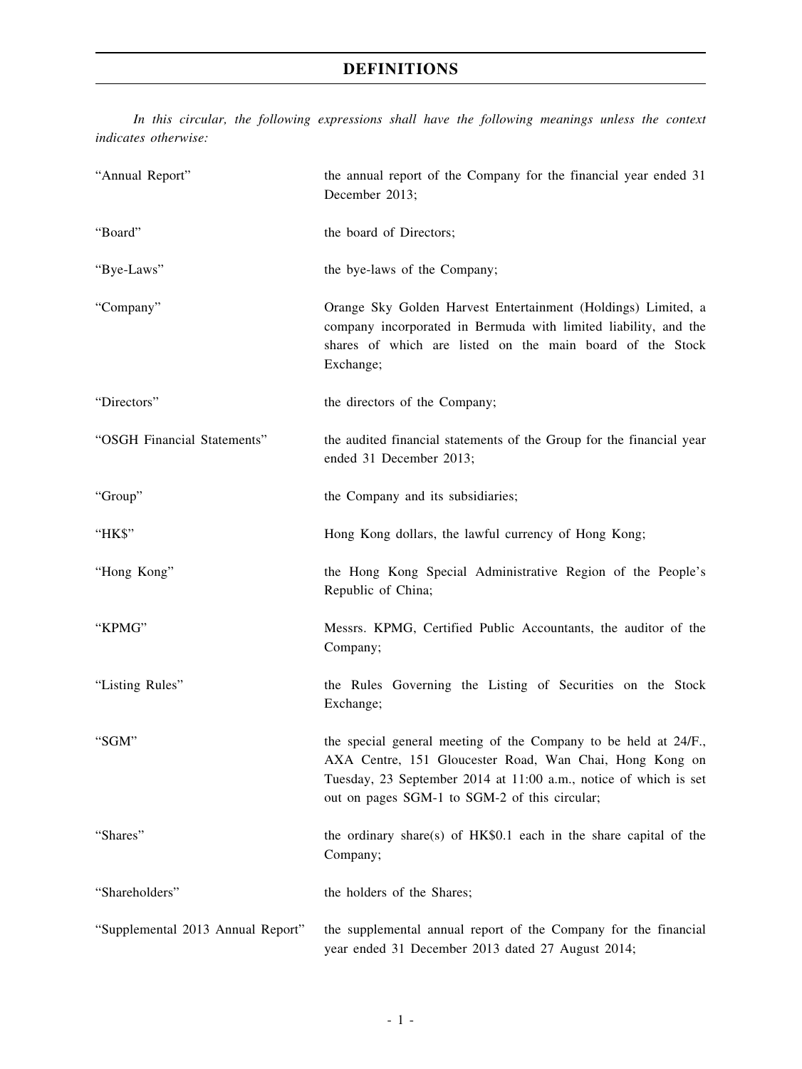# DEFINITIONS

*In this circular, the following expressions shall have the following meanings unless the context indicates otherwise:*

| | |
|---|---|
| "Annual Report" | the annual report of the Company for the financial year ended 31 December 2013; |
| "Board" | the board of Directors; |
| "Bye-Laws" | the bye-laws of the Company; |
| "Company" | Orange Sky Golden Harvest Entertainment (Holdings) Limited, a company incorporated in Bermuda with limited liability, and the shares of which are listed on the main board of the Stock Exchange; |
| "Directors" | the directors of the Company; |
| "OSGH Financial Statements" | the audited financial statements of the Group for the financial year ended 31 December 2013; |
| "Group" | the Company and its subsidiaries; |
| "HK$" | Hong Kong dollars, the lawful currency of Hong Kong; |
| "Hong Kong" | the Hong Kong Special Administrative Region of the People's Republic of China; |
| "KPMG" | Messrs. KPMG, Certified Public Accountants, the auditor of the Company; |
| "Listing Rules" | the Rules Governing the Listing of Securities on the Stock Exchange; |
| "SGM" | the special general meeting of the Company to be held at 24/F., AXA Centre, 151 Gloucester Road, Wan Chai, Hong Kong on Tuesday, 23 September 2014 at 11:00 a.m., notice of which is set out on pages SGM-1 to SGM-2 of this circular; |
| "Shares" | the ordinary share(s) of HK$0.1 each in the share capital of the Company; |
| "Shareholders" | the holders of the Shares; |
| "Supplemental 2013 Annual Report" | the supplemental annual report of the Company for the financial year ended 31 December 2013 dated 27 August 2014; |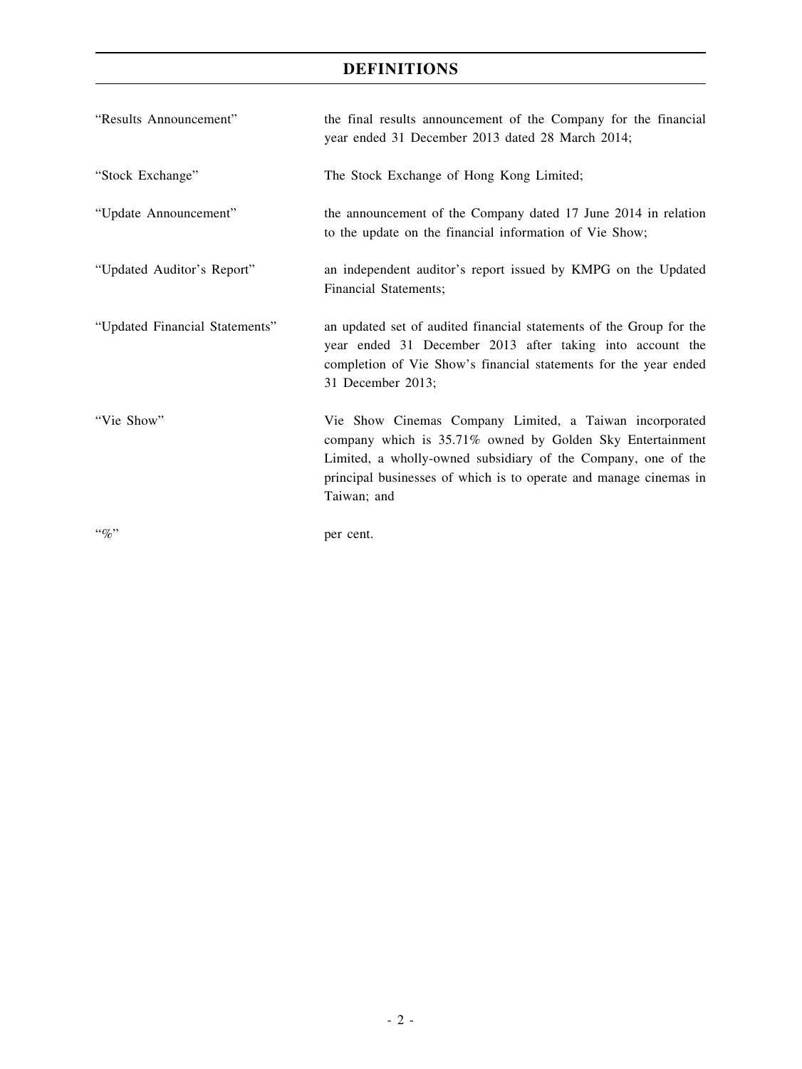# DEFINITIONS

| | |
|---|---|
| "Results Announcement" | the final results announcement of the Company for the financial year ended 31 December 2013 dated 28 March 2014; |
| "Stock Exchange" | The Stock Exchange of Hong Kong Limited; |
| "Update Announcement" | the announcement of the Company dated 17 June 2014 in relation to the update on the financial information of Vie Show; |
| "Updated Auditor's Report" | an independent auditor's report issued by KMPG on the Updated Financial Statements; |
| "Updated Financial Statements" | an updated set of audited financial statements of the Group for the year ended 31 December 2013 after taking into account the completion of Vie Show's financial statements for the year ended 31 December 2013; |
| "Vie Show" | Vie Show Cinemas Company Limited, a Taiwan incorporated company which is 35.71% owned by Golden Sky Entertainment Limited, a wholly-owned subsidiary of the Company, one of the principal businesses of which is to operate and manage cinemas in Taiwan; and |
| "%" | per cent. |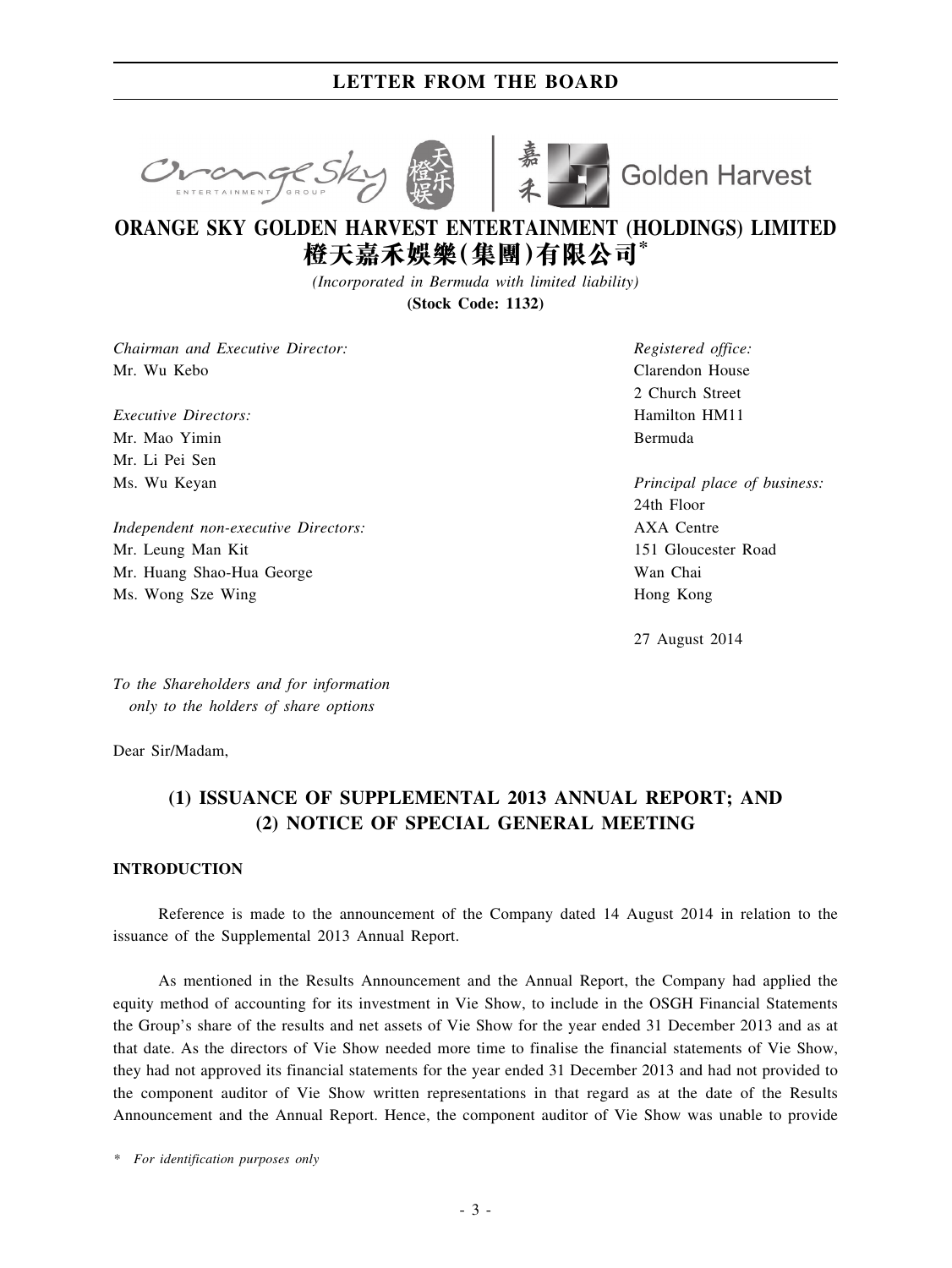# ORANGE SKY GOLDEN HARVEST ENTERTAINMENT (HOLDINGS) LIMITED
# 橙天嘉禾娛樂(集團)有限公司*

*(Incorporated in Bermuda with limited liability)*

**(Stock Code: 1132)**

*Chairman and Executive Director:*
Mr. Wu Kebo

*Executive Directors:*
Mr. Mao Yimin
Mr. Li Pei Sen
Ms. Wu Keyan

*Independent non-executive Directors:*
Mr. Leung Man Kit
Mr. Huang Shao-Hua George
Ms. Wong Sze Wing

*Registered office:*
Clarendon House
2 Church Street
Hamilton HM11
Bermuda

*Principal place of business:*
24th Floor
AXA Centre
151 Gloucester Road
Wan Chai
Hong Kong

27 August 2014

*To the Shareholders and for information only to the holders of share options*

Dear Sir/Madam,

## (1) ISSUANCE OF SUPPLEMENTAL 2013 ANNUAL REPORT; AND (2) NOTICE OF SPECIAL GENERAL MEETING

### INTRODUCTION

Reference is made to the announcement of the Company dated 14 August 2014 in relation to the issuance of the Supplemental 2013 Annual Report.

As mentioned in the Results Announcement and the Annual Report, the Company had applied the equity method of accounting for its investment in Vie Show, to include in the OSGH Financial Statements the Group's share of the results and net assets of Vie Show for the year ended 31 December 2013 and as at that date. As the directors of Vie Show needed more time to finalise the financial statements of Vie Show, they had not approved its financial statements for the year ended 31 December 2013 and had not provided to the component auditor of Vie Show written representations in that regard as at the date of the Results Announcement and the Annual Report. Hence, the component auditor of Vie Show was unable to provide

\* *For identification purposes only*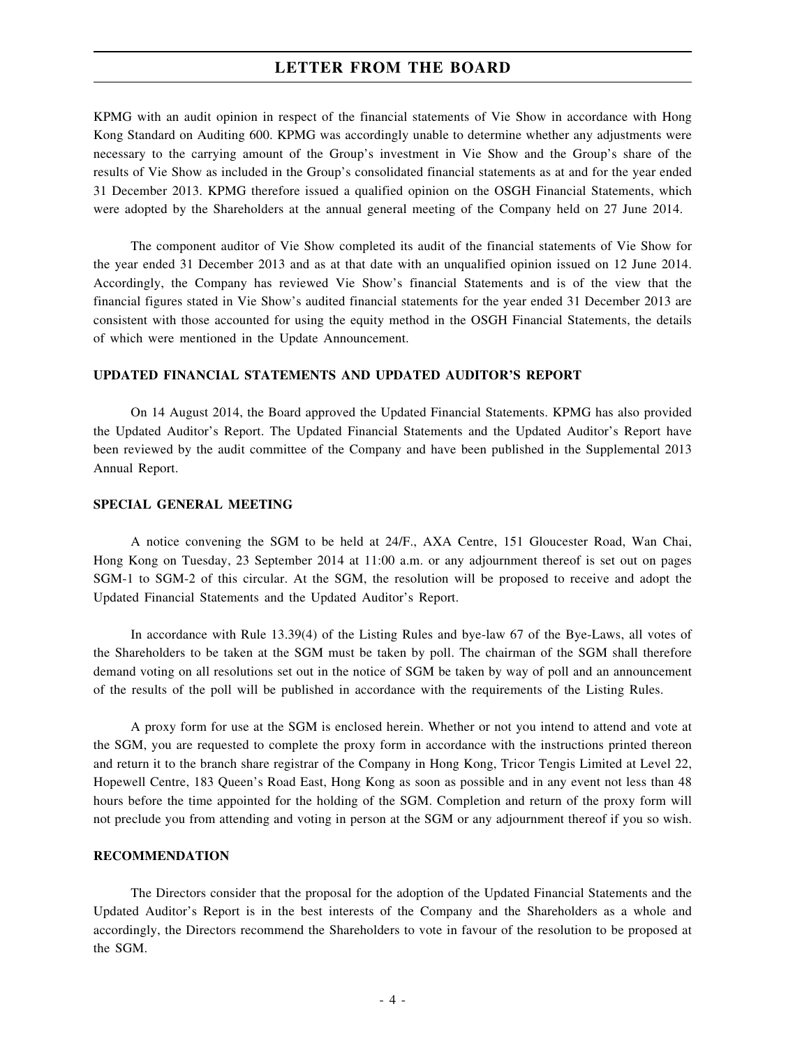KPMG with an audit opinion in respect of the financial statements of Vie Show in accordance with Hong Kong Standard on Auditing 600. KPMG was accordingly unable to determine whether any adjustments were necessary to the carrying amount of the Group's investment in Vie Show and the Group's share of the results of Vie Show as included in the Group's consolidated financial statements as at and for the year ended 31 December 2013. KPMG therefore issued a qualified opinion on the OSGH Financial Statements, which were adopted by the Shareholders at the annual general meeting of the Company held on 27 June 2014.

The component auditor of Vie Show completed its audit of the financial statements of Vie Show for the year ended 31 December 2013 and as at that date with an unqualified opinion issued on 12 June 2014. Accordingly, the Company has reviewed Vie Show's financial Statements and is of the view that the financial figures stated in Vie Show's audited financial statements for the year ended 31 December 2013 are consistent with those accounted for using the equity method in the OSGH Financial Statements, the details of which were mentioned in the Update Announcement.

**UPDATED FINANCIAL STATEMENTS AND UPDATED AUDITOR'S REPORT**

On 14 August 2014, the Board approved the Updated Financial Statements. KPMG has also provided the Updated Auditor's Report. The Updated Financial Statements and the Updated Auditor's Report have been reviewed by the audit committee of the Company and have been published in the Supplemental 2013 Annual Report.

**SPECIAL GENERAL MEETING**

A notice convening the SGM to be held at 24/F., AXA Centre, 151 Gloucester Road, Wan Chai, Hong Kong on Tuesday, 23 September 2014 at 11:00 a.m. or any adjournment thereof is set out on pages SGM-1 to SGM-2 of this circular. At the SGM, the resolution will be proposed to receive and adopt the Updated Financial Statements and the Updated Auditor's Report.

In accordance with Rule 13.39(4) of the Listing Rules and bye-law 67 of the Bye-Laws, all votes of the Shareholders to be taken at the SGM must be taken by poll. The chairman of the SGM shall therefore demand voting on all resolutions set out in the notice of SGM be taken by way of poll and an announcement of the results of the poll will be published in accordance with the requirements of the Listing Rules.

A proxy form for use at the SGM is enclosed herein. Whether or not you intend to attend and vote at the SGM, you are requested to complete the proxy form in accordance with the instructions printed thereon and return it to the branch share registrar of the Company in Hong Kong, Tricor Tengis Limited at Level 22, Hopewell Centre, 183 Queen's Road East, Hong Kong as soon as possible and in any event not less than 48 hours before the time appointed for the holding of the SGM. Completion and return of the proxy form will not preclude you from attending and voting in person at the SGM or any adjournment thereof if you so wish.

**RECOMMENDATION**

The Directors consider that the proposal for the adoption of the Updated Financial Statements and the Updated Auditor's Report is in the best interests of the Company and the Shareholders as a whole and accordingly, the Directors recommend the Shareholders to vote in favour of the resolution to be proposed at the SGM.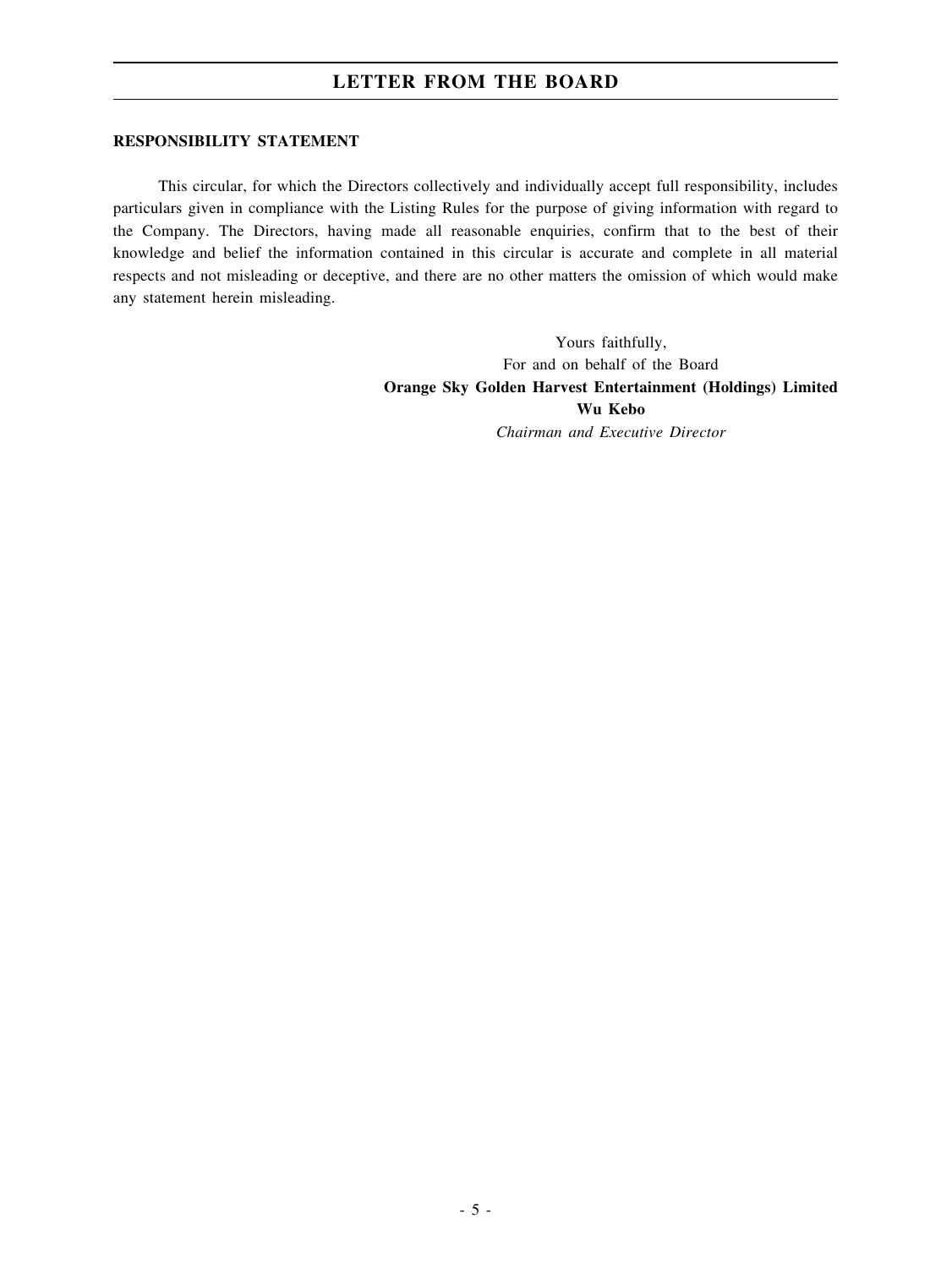**RESPONSIBILITY STATEMENT**

This circular, for which the Directors collectively and individually accept full responsibility, includes particulars given in compliance with the Listing Rules for the purpose of giving information with regard to the Company. The Directors, having made all reasonable enquiries, confirm that to the best of their knowledge and belief the information contained in this circular is accurate and complete in all material respects and not misleading or deceptive, and there are no other matters the omission of which would make any statement herein misleading.

Yours faithfully,
For and on behalf of the Board
**Orange Sky Golden Harvest Entertainment (Holdings) Limited**
**Wu Kebo**
*Chairman and Executive Director*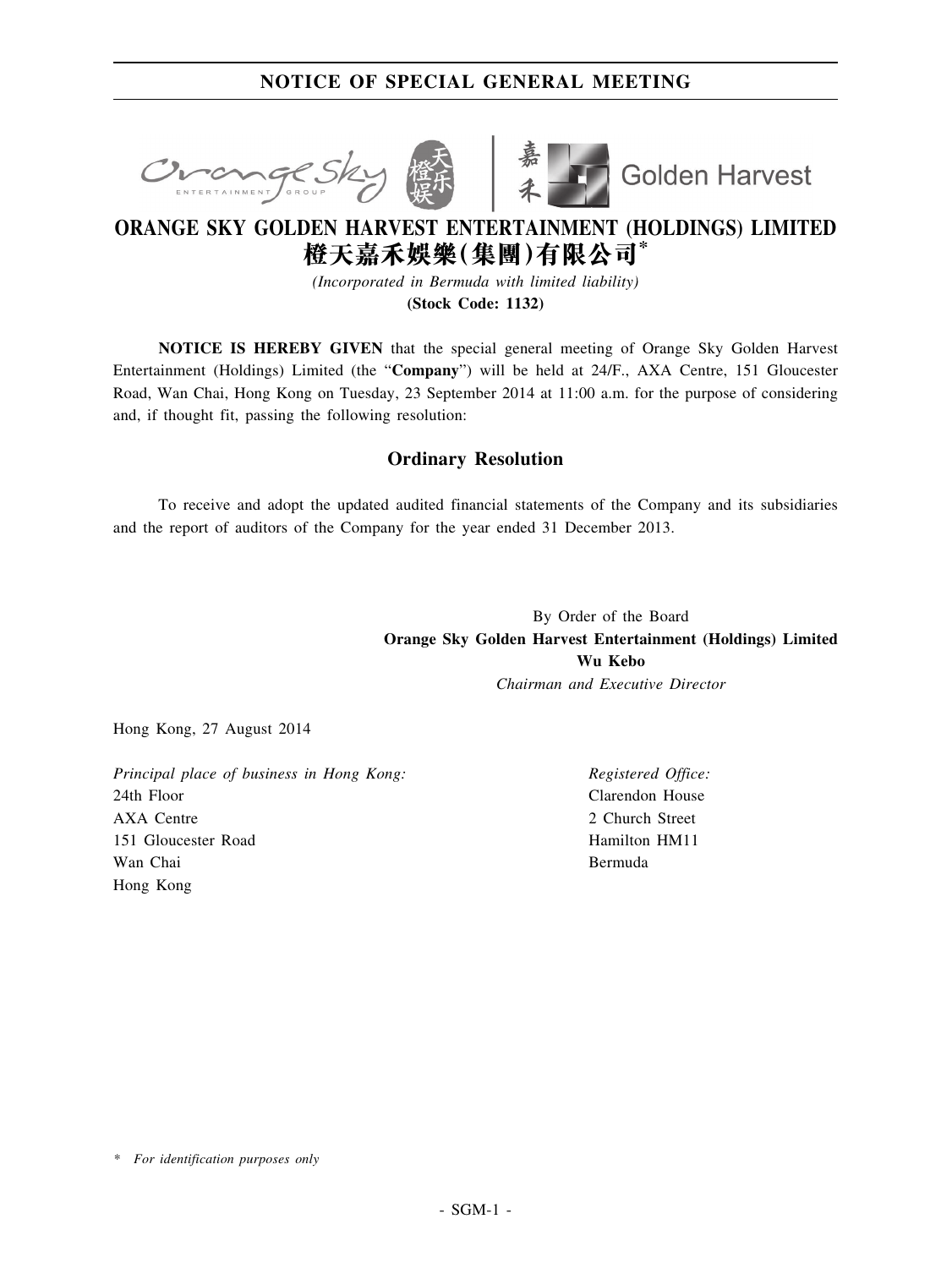# NOTICE OF SPECIAL GENERAL MEETING

## ORANGE SKY GOLDEN HARVEST ENTERTAINMENT (HOLDINGS) LIMITED
## 橙天嘉禾娛樂(集團)有限公司*

*(Incorporated in Bermuda with limited liability)*

**(Stock Code: 1132)**

**NOTICE IS HEREBY GIVEN** that the special general meeting of Orange Sky Golden Harvest Entertainment (Holdings) Limited (the "**Company**") will be held at 24/F., AXA Centre, 151 Gloucester Road, Wan Chai, Hong Kong on Tuesday, 23 September 2014 at 11:00 a.m. for the purpose of considering and, if thought fit, passing the following resolution:

### Ordinary Resolution

To receive and adopt the updated audited financial statements of the Company and its subsidiaries and the report of auditors of the Company for the year ended 31 December 2013.

By Order of the Board
**Orange Sky Golden Harvest Entertainment (Holdings) Limited**
**Wu Kebo**
*Chairman and Executive Director*

Hong Kong, 27 August 2014

*Principal place of business in Hong Kong:*
24th Floor
AXA Centre
151 Gloucester Road
Wan Chai
Hong Kong

*Registered Office:*
Clarendon House
2 Church Street
Hamilton HM11
Bermuda

\* *For identification purposes only*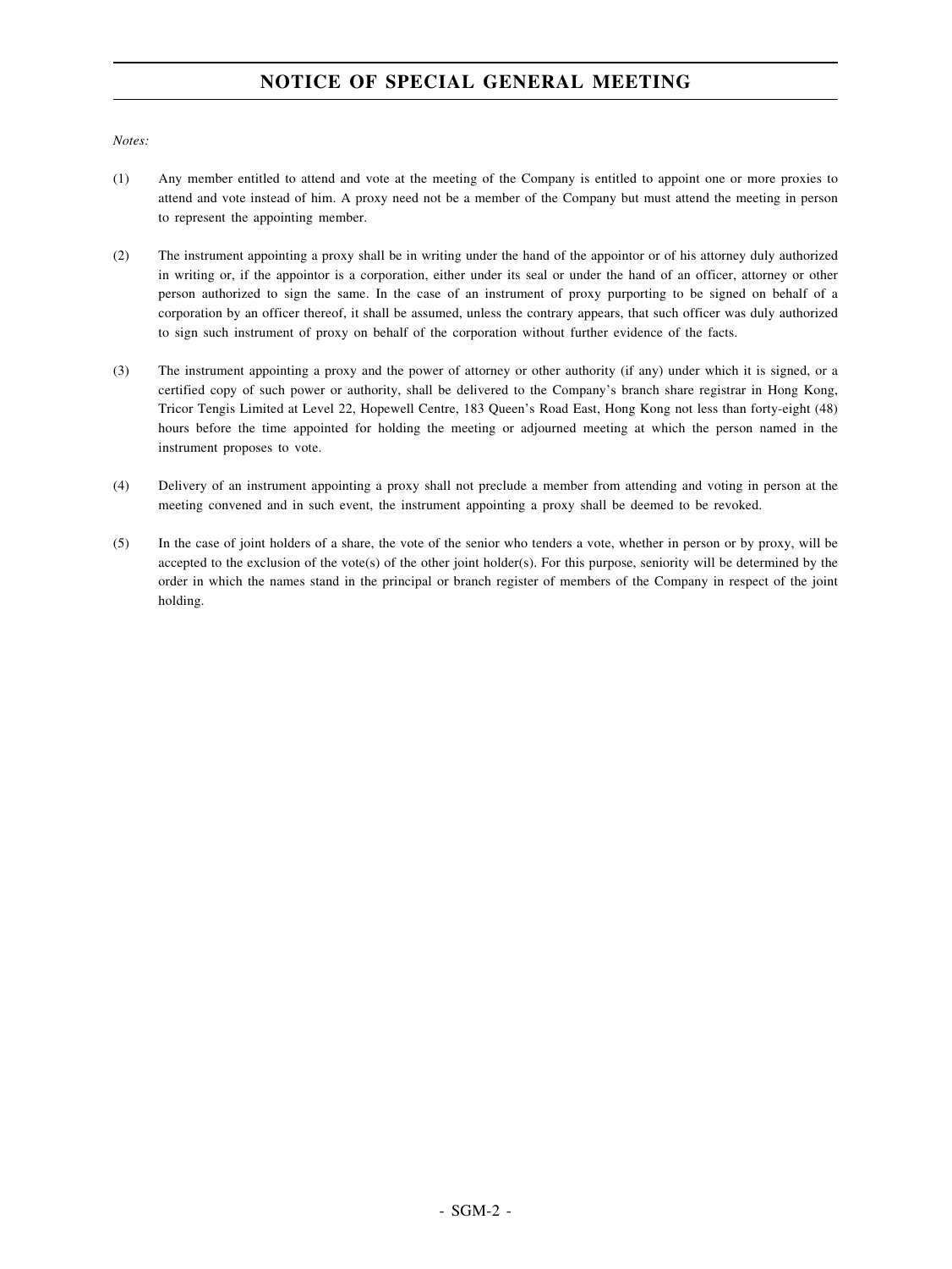*Notes:*

(1) Any member entitled to attend and vote at the meeting of the Company is entitled to appoint one or more proxies to attend and vote instead of him. A proxy need not be a member of the Company but must attend the meeting in person to represent the appointing member.

(2) The instrument appointing a proxy shall be in writing under the hand of the appointor or of his attorney duly authorized in writing or, if the appointor is a corporation, either under its seal or under the hand of an officer, attorney or other person authorized to sign the same. In the case of an instrument of proxy purporting to be signed on behalf of a corporation by an officer thereof, it shall be assumed, unless the contrary appears, that such officer was duly authorized to sign such instrument of proxy on behalf of the corporation without further evidence of the facts.

(3) The instrument appointing a proxy and the power of attorney or other authority (if any) under which it is signed, or a certified copy of such power or authority, shall be delivered to the Company's branch share registrar in Hong Kong, Tricor Tengis Limited at Level 22, Hopewell Centre, 183 Queen's Road East, Hong Kong not less than forty-eight (48) hours before the time appointed for holding the meeting or adjourned meeting at which the person named in the instrument proposes to vote.

(4) Delivery of an instrument appointing a proxy shall not preclude a member from attending and voting in person at the meeting convened and in such event, the instrument appointing a proxy shall be deemed to be revoked.

(5) In the case of joint holders of a share, the vote of the senior who tenders a vote, whether in person or by proxy, will be accepted to the exclusion of the vote(s) of the other joint holder(s). For this purpose, seniority will be determined by the order in which the names stand in the principal or branch register of members of the Company in respect of the joint holding.